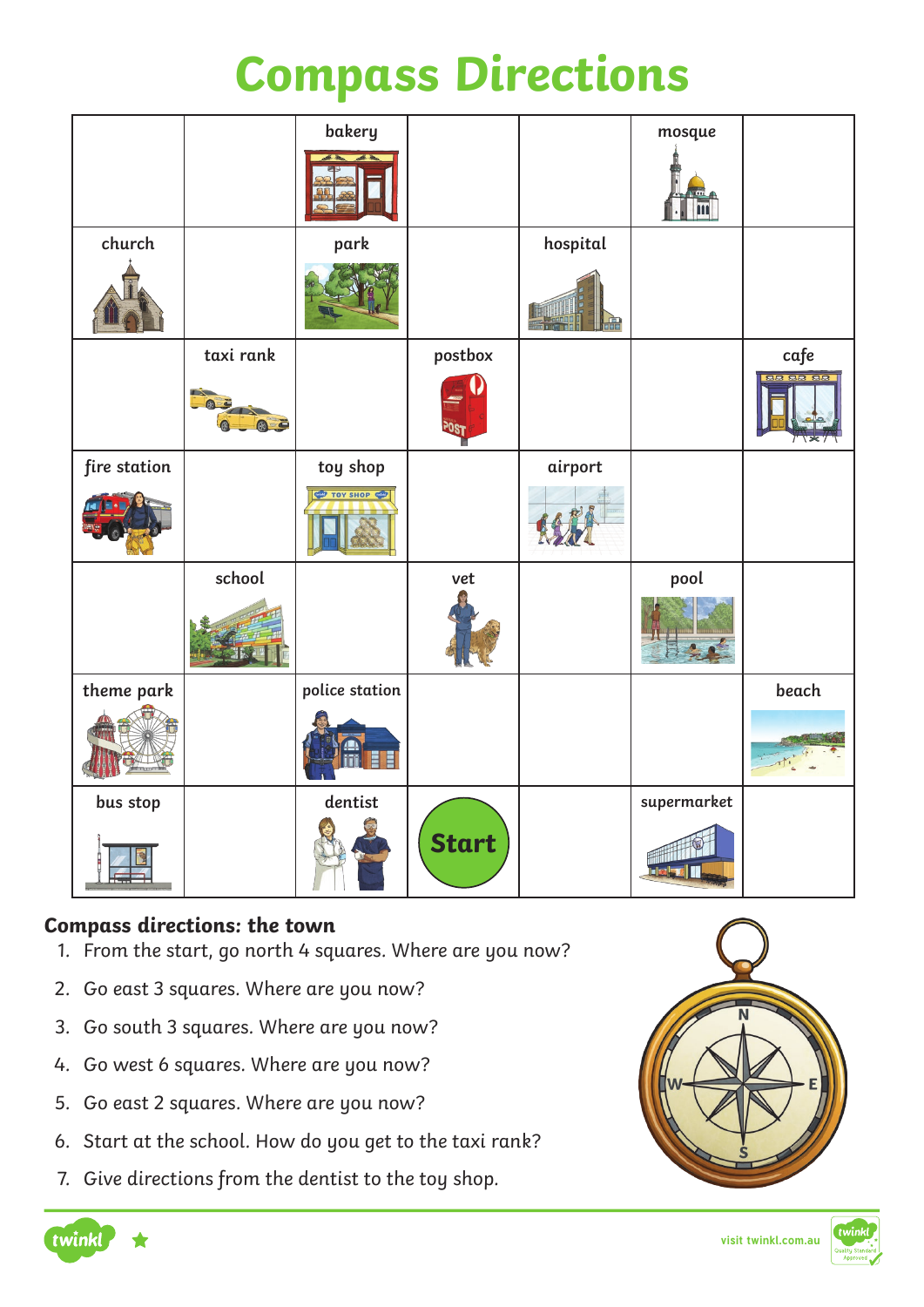# Compass Directions

| | | | | | | |
|---|---|---|---|---|---|---|
| | | bakery | | | mosque | |
| church | | park | | hospital | | |
| | taxi rank | postbox | | | | cafe |
| fire station | | toy shop | | airport | | |
| | school | | vet | | pool | |
| theme park | | police station | | | | beach |
| bus stop | | dentist | Start | | supermarket | |

## Compass directions: the town

1. From the start, go north 4 squares. Where are you now?
2. Go east 3 squares. Where are you now?
3. Go south 3 squares. Where are you now?
4. Go west 6 squares. Where are you now?
5. Go east 2 squares. Where are you now?
6. Start at the school. How do you get to the taxi rank?
7. Give directions from the dentist to the toy shop.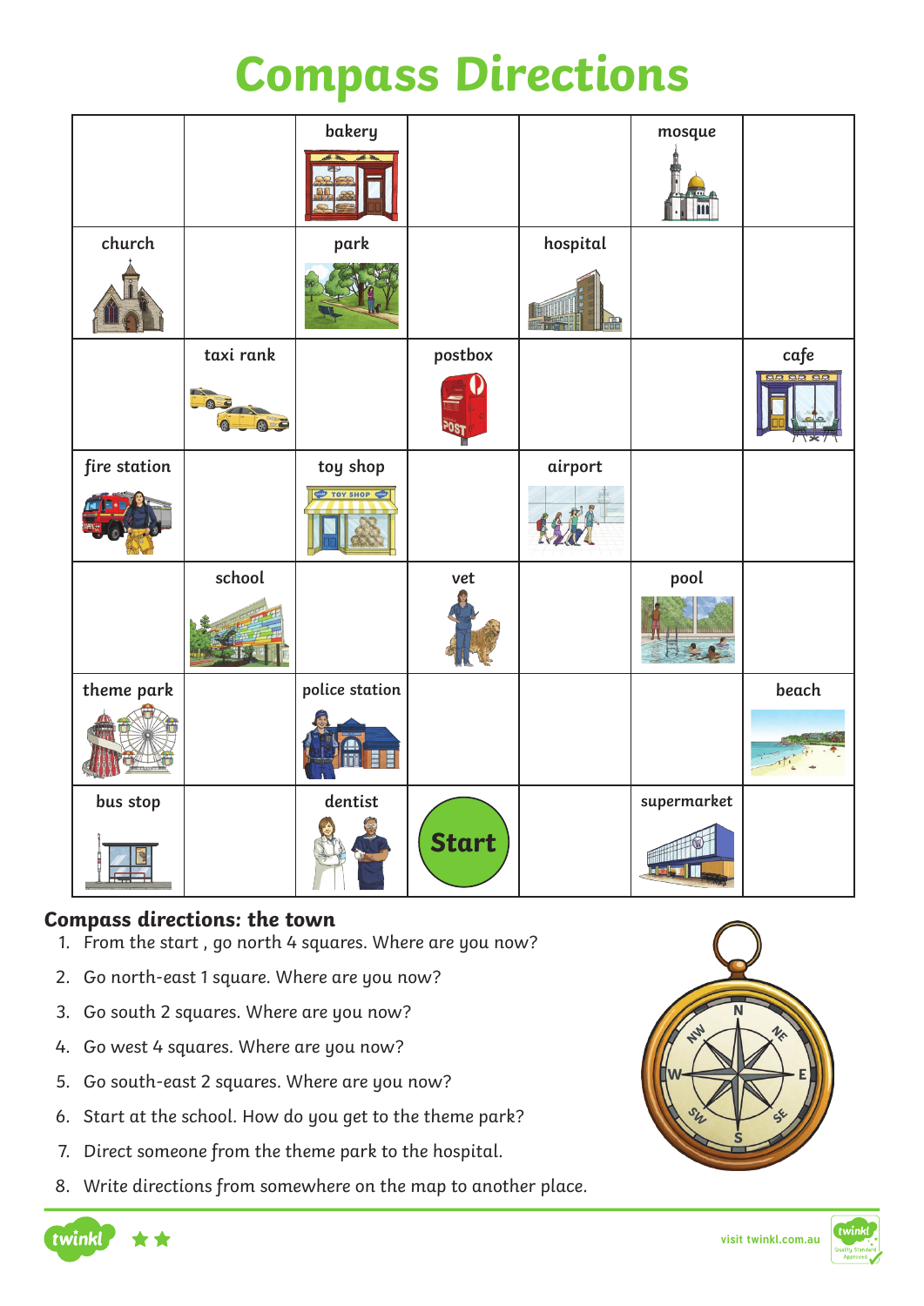# Compass Directions

| | | bakery | | | mosque | |
|---|---|---|---|---|---|---|
| church | | park | | hospital | | |
| | taxi rank | | postbox | | | cafe |
| fire station | | toy shop | | airport | | |
| | school | | vet | | pool | |
| theme park | | police station | | | | beach |
| bus stop | | dentist | Start | | supermarket | |

## Compass directions: the town

1. From the start , go north 4 squares. Where are you now?
2. Go north-east 1 square. Where are you now?
3. Go south 2 squares. Where are you now?
4. Go west 4 squares. Where are you now?
5. Go south-east 2 squares. Where are you now?
6. Start at the school. How do you get to the theme park?
7. Direct someone from the theme park to the hospital.
8. Write directions from somewhere on the map to another place.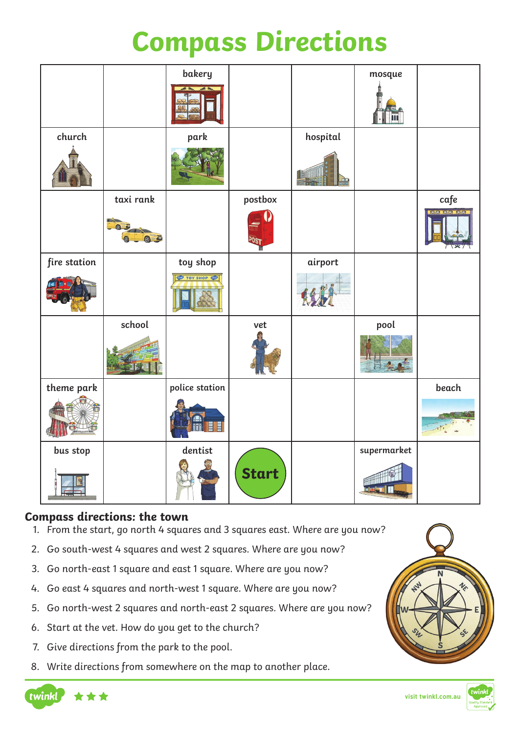# Compass Directions

| | | | | | | |
|---|---|---|---|---|---|---|
| | | bakery | | | mosque | |
| church | | park | | hospital | | |
| | taxi rank | | postbox | | | cafe |
| fire station | | toy shop | | airport | | |
| | school | | vet | | pool | |
| theme park | | police station | | | | beach |
| bus stop | | dentist | Start | | supermarket | |

## Compass directions: the town

1. From the start, go north 4 squares and 3 squares east. Where are you now?
2. Go south-west 4 squares and west 2 squares. Where are you now?
3. Go north-east 1 square and east 1 square. Where are you now?
4. Go east 4 squares and north-west 1 square. Where are you now?
5. Go north-west 2 squares and north-east 2 squares. Where are you now?
6. Start at the vet. How do you get to the church?
7. Give directions from the park to the pool.
8. Write directions from somewhere on the map to another place.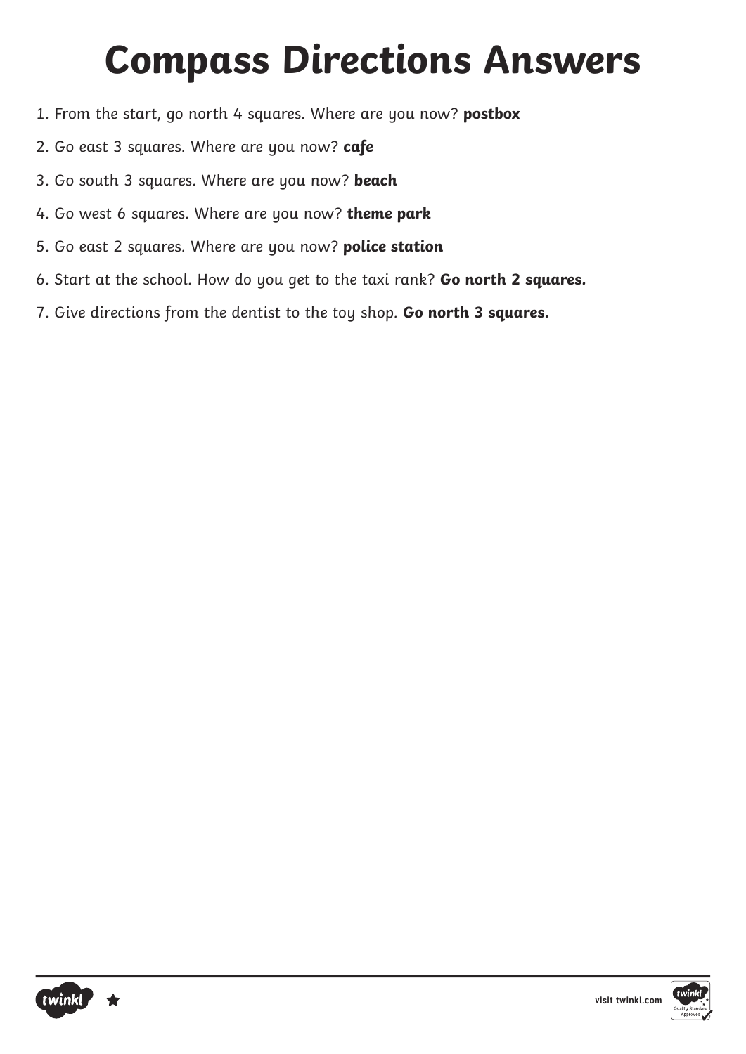# Compass Directions Answers

1. From the start, go north 4 squares. Where are you now? **postbox**
2. Go east 3 squares. Where are you now? **cafe**
3. Go south 3 squares. Where are you now? **beach**
4. Go west 6 squares. Where are you now? **theme park**
5. Go east 2 squares. Where are you now? **police station**
6. Start at the school. How do you get to the taxi rank? **Go north 2 squares.**
7. Give directions from the dentist to the toy shop. **Go north 3 squares.**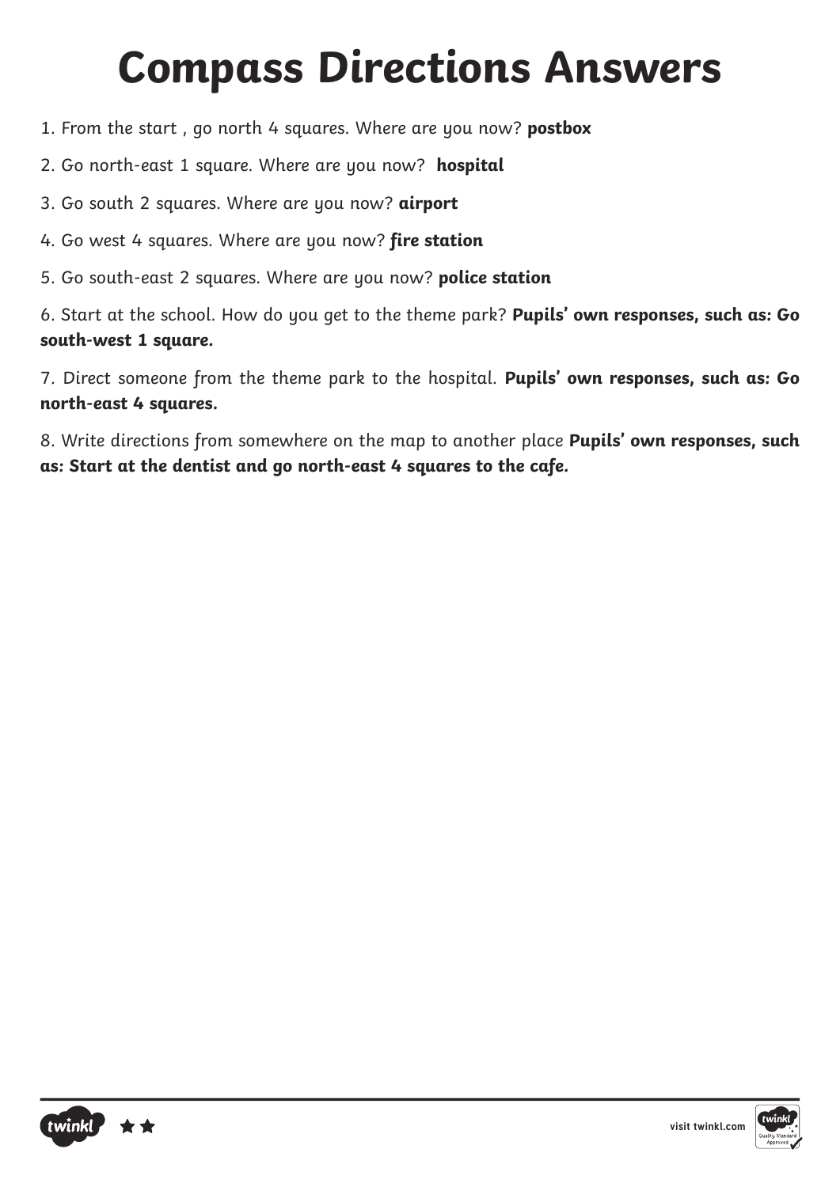# Compass Directions Answers

1. From the start , go north 4 squares. Where are you now? **postbox**

2. Go north-east 1 square. Where are you now? **hospital**

3. Go south 2 squares. Where are you now? **airport**

4. Go west 4 squares. Where are you now? **fire station**

5. Go south-east 2 squares. Where are you now? **police station**

6. Start at the school. How do you get to the theme park? **Pupils' own responses, such as: Go south-west 1 square.**

7. Direct someone from the theme park to the hospital. **Pupils' own responses, such as: Go north-east 4 squares.**

8. Write directions from somewhere on the map to another place **Pupils' own responses, such as: Start at the dentist and go north-east 4 squares to the cafe.**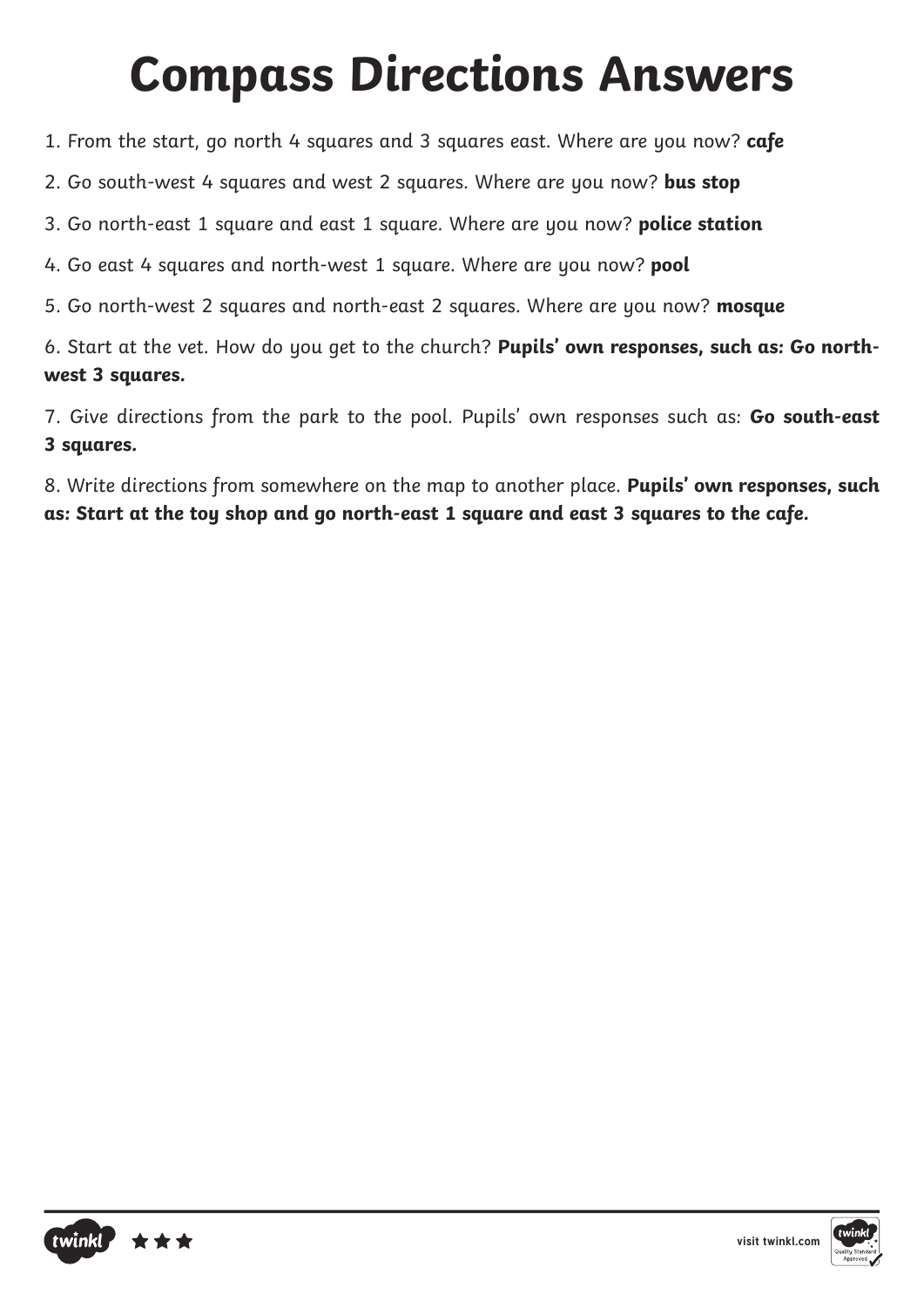# Compass Directions Answers

1. From the start, go north 4 squares and 3 squares east. Where are you now? **cafe**

2. Go south-west 4 squares and west 2 squares. Where are you now? **bus stop**

3. Go north-east 1 square and east 1 square. Where are you now? **police station**

4. Go east 4 squares and north-west 1 square. Where are you now? **pool**

5. Go north-west 2 squares and north-east 2 squares. Where are you now? **mosque**

6. Start at the vet. How do you get to the church? **Pupils' own responses, such as: Go north-west 3 squares.**

7. Give directions from the park to the pool. Pupils' own responses such as: **Go south-east 3 squares.**

8. Write directions from somewhere on the map to another place. **Pupils' own responses, such as: Start at the toy shop and go north-east 1 square and east 3 squares to the cafe.**